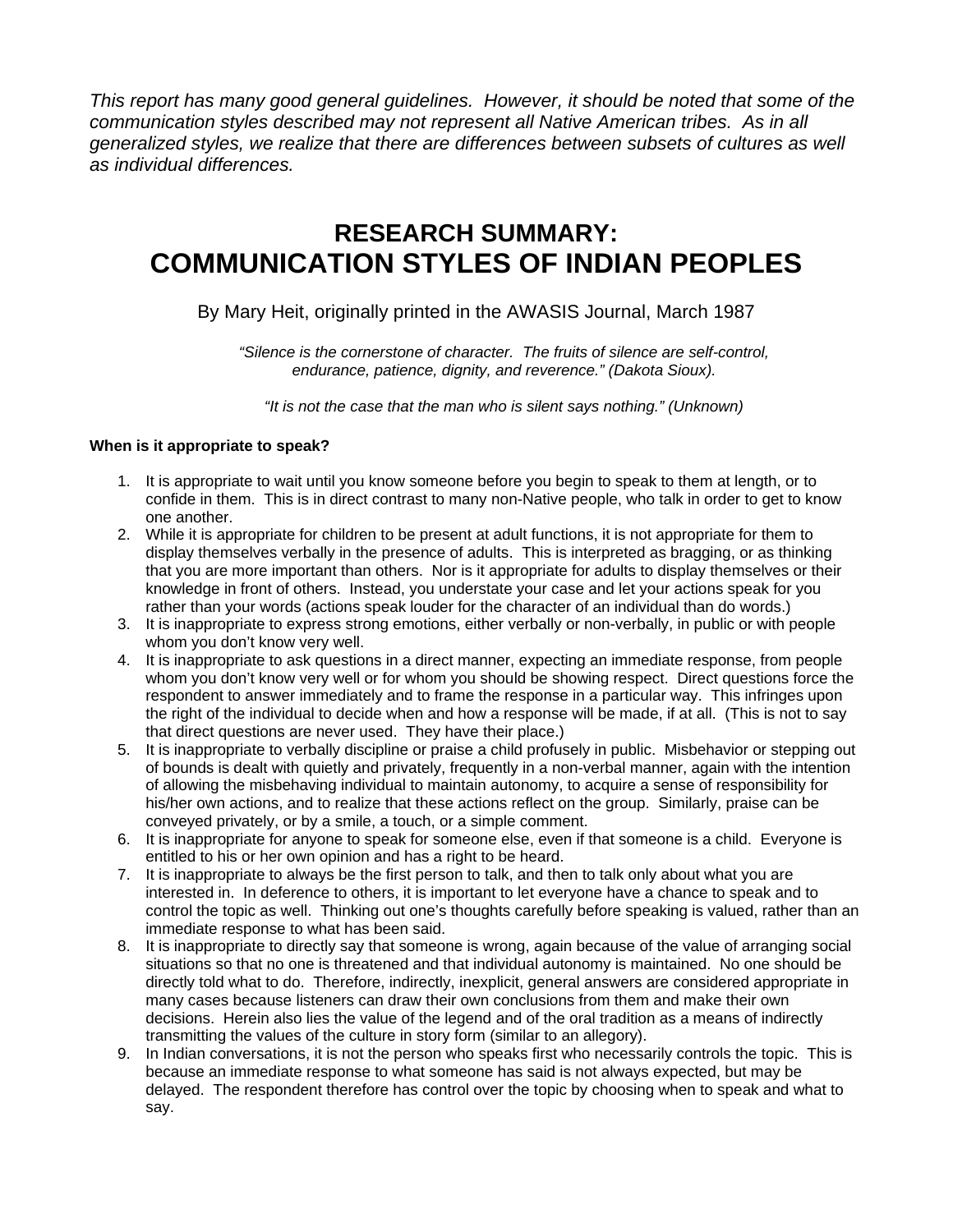*This report has many good general guidelines. However, it should be noted that some of the communication styles described may not represent all Native American tribes. As in all generalized styles, we realize that there are differences between subsets of cultures as well as individual differences.*

# RESEARCH SUMMARY: COMMUNICATION STYLES OF INDIAN PEOPLES

By Mary Heit, originally printed in the AWASIS Journal, March 1987

*"Silence is the cornerstone of character. The fruits of silence are self-control, endurance, patience, dignity, and reverence." (Dakota Sioux).*

*"It is not the case that the man who is silent says nothing." (Unknown)*

**When is it appropriate to speak?**

1. It is appropriate to wait until you know someone before you begin to speak to them at length, or to confide in them. This is in direct contrast to many non-Native people, who talk in order to get to know one another.
2. While it is appropriate for children to be present at adult functions, it is not appropriate for them to display themselves verbally in the presence of adults. This is interpreted as bragging, or as thinking that you are more important than others. Nor is it appropriate for adults to display themselves or their knowledge in front of others. Instead, you understate your case and let your actions speak for you rather than your words (actions speak louder for the character of an individual than do words.)
3. It is inappropriate to express strong emotions, either verbally or non-verbally, in public or with people whom you don't know very well.
4. It is inappropriate to ask questions in a direct manner, expecting an immediate response, from people whom you don't know very well or for whom you should be showing respect. Direct questions force the respondent to answer immediately and to frame the response in a particular way. This infringes upon the right of the individual to decide when and how a response will be made, if at all. (This is not to say that direct questions are never used. They have their place.)
5. It is inappropriate to verbally discipline or praise a child profusely in public. Misbehavior or stepping out of bounds is dealt with quietly and privately, frequently in a non-verbal manner, again with the intention of allowing the misbehaving individual to maintain autonomy, to acquire a sense of responsibility for his/her own actions, and to realize that these actions reflect on the group. Similarly, praise can be conveyed privately, or by a smile, a touch, or a simple comment.
6. It is inappropriate for anyone to speak for someone else, even if that someone is a child. Everyone is entitled to his or her own opinion and has a right to be heard.
7. It is inappropriate to always be the first person to talk, and then to talk only about what you are interested in. In deference to others, it is important to let everyone have a chance to speak and to control the topic as well. Thinking out one's thoughts carefully before speaking is valued, rather than an immediate response to what has been said.
8. It is inappropriate to directly say that someone is wrong, again because of the value of arranging social situations so that no one is threatened and that individual autonomy is maintained. No one should be directly told what to do. Therefore, indirectly, inexplicit, general answers are considered appropriate in many cases because listeners can draw their own conclusions from them and make their own decisions. Herein also lies the value of the legend and of the oral tradition as a means of indirectly transmitting the values of the culture in story form (similar to an allegory).
9. In Indian conversations, it is not the person who speaks first who necessarily controls the topic. This is because an immediate response to what someone has said is not always expected, but may be delayed. The respondent therefore has control over the topic by choosing when to speak and what to say.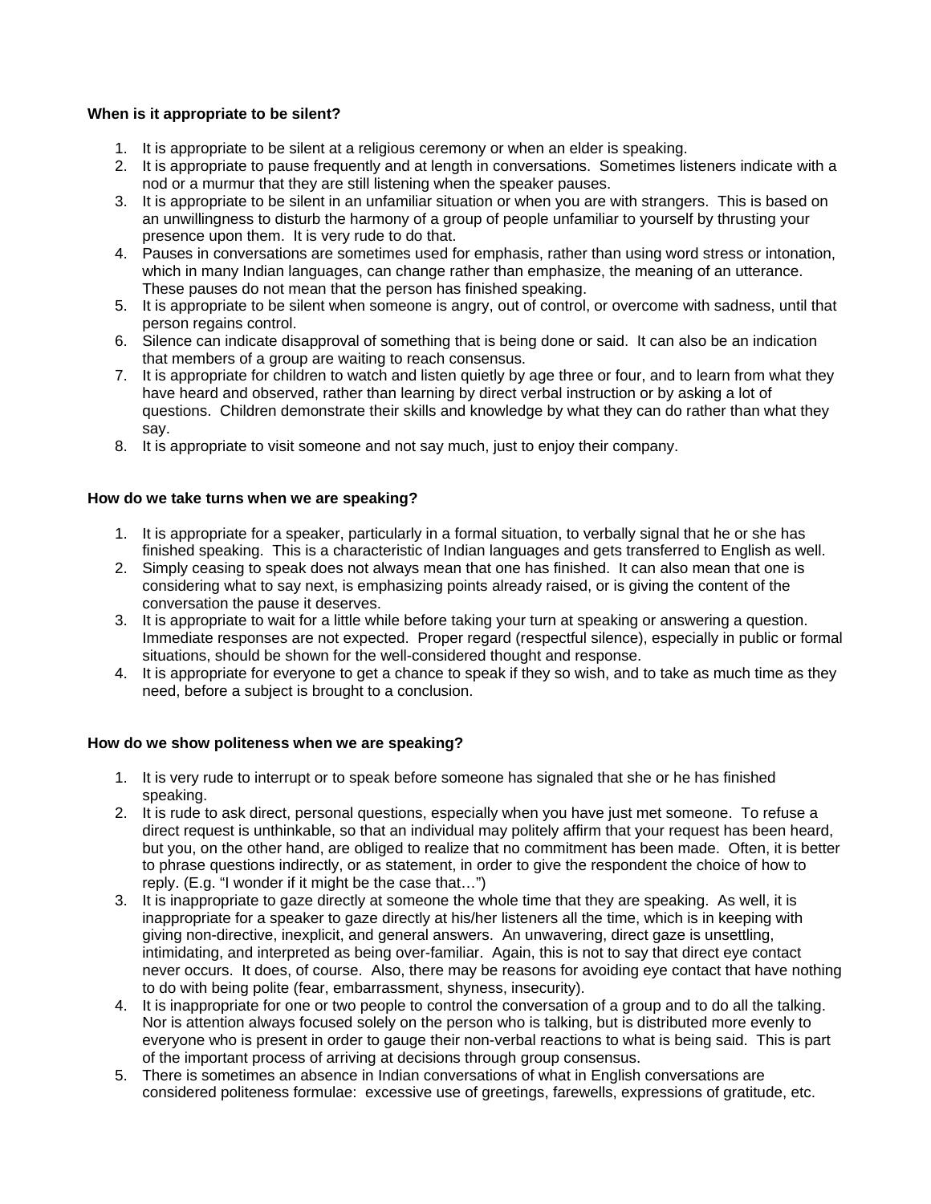**When is it appropriate to be silent?**

1. It is appropriate to be silent at a religious ceremony or when an elder is speaking.
2. It is appropriate to pause frequently and at length in conversations. Sometimes listeners indicate with a nod or a murmur that they are still listening when the speaker pauses.
3. It is appropriate to be silent in an unfamiliar situation or when you are with strangers. This is based on an unwillingness to disturb the harmony of a group of people unfamiliar to yourself by thrusting your presence upon them. It is very rude to do that.
4. Pauses in conversations are sometimes used for emphasis, rather than using word stress or intonation, which in many Indian languages, can change rather than emphasize, the meaning of an utterance. These pauses do not mean that the person has finished speaking.
5. It is appropriate to be silent when someone is angry, out of control, or overcome with sadness, until that person regains control.
6. Silence can indicate disapproval of something that is being done or said. It can also be an indication that members of a group are waiting to reach consensus.
7. It is appropriate for children to watch and listen quietly by age three or four, and to learn from what they have heard and observed, rather than learning by direct verbal instruction or by asking a lot of questions. Children demonstrate their skills and knowledge by what they can do rather than what they say.
8. It is appropriate to visit someone and not say much, just to enjoy their company.

**How do we take turns when we are speaking?**

1. It is appropriate for a speaker, particularly in a formal situation, to verbally signal that he or she has finished speaking. This is a characteristic of Indian languages and gets transferred to English as well.
2. Simply ceasing to speak does not always mean that one has finished. It can also mean that one is considering what to say next, is emphasizing points already raised, or is giving the content of the conversation the pause it deserves.
3. It is appropriate to wait for a little while before taking your turn at speaking or answering a question. Immediate responses are not expected. Proper regard (respectful silence), especially in public or formal situations, should be shown for the well-considered thought and response.
4. It is appropriate for everyone to get a chance to speak if they so wish, and to take as much time as they need, before a subject is brought to a conclusion.

**How do we show politeness when we are speaking?**

1. It is very rude to interrupt or to speak before someone has signaled that she or he has finished speaking.
2. It is rude to ask direct, personal questions, especially when you have just met someone. To refuse a direct request is unthinkable, so that an individual may politely affirm that your request has been heard, but you, on the other hand, are obliged to realize that no commitment has been made. Often, it is better to phrase questions indirectly, or as statement, in order to give the respondent the choice of how to reply. (E.g. "I wonder if it might be the case that…")
3. It is inappropriate to gaze directly at someone the whole time that they are speaking. As well, it is inappropriate for a speaker to gaze directly at his/her listeners all the time, which is in keeping with giving non-directive, inexplicit, and general answers. An unwavering, direct gaze is unsettling, intimidating, and interpreted as being over-familiar. Again, this is not to say that direct eye contact never occurs. It does, of course. Also, there may be reasons for avoiding eye contact that have nothing to do with being polite (fear, embarrassment, shyness, insecurity).
4. It is inappropriate for one or two people to control the conversation of a group and to do all the talking. Nor is attention always focused solely on the person who is talking, but is distributed more evenly to everyone who is present in order to gauge their non-verbal reactions to what is being said. This is part of the important process of arriving at decisions through group consensus.
5. There is sometimes an absence in Indian conversations of what in English conversations are considered politeness formulae: excessive use of greetings, farewells, expressions of gratitude, etc.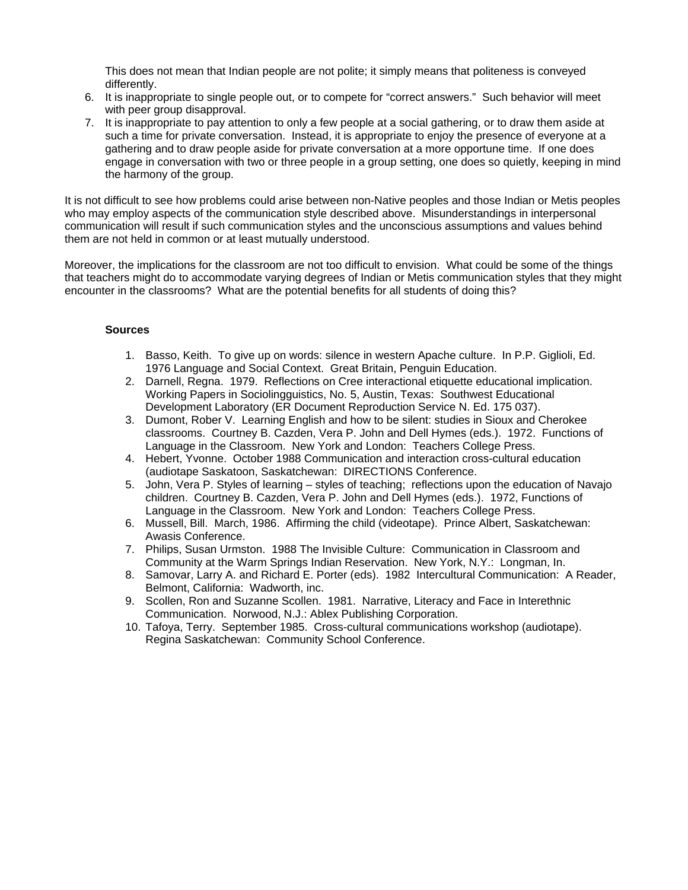This does not mean that Indian people are not polite; it simply means that politeness is conveyed differently.

6. It is inappropriate to single people out, or to compete for “correct answers.” Such behavior will meet with peer group disapproval.
7. It is inappropriate to pay attention to only a few people at a social gathering, or to draw them aside at such a time for private conversation. Instead, it is appropriate to enjoy the presence of everyone at a gathering and to draw people aside for private conversation at a more opportune time. If one does engage in conversation with two or three people in a group setting, one does so quietly, keeping in mind the harmony of the group.

It is not difficult to see how problems could arise between non-Native peoples and those Indian or Metis peoples who may employ aspects of the communication style described above. Misunderstandings in interpersonal communication will result if such communication styles and the unconscious assumptions and values behind them are not held in common or at least mutually understood.

Moreover, the implications for the classroom are not too difficult to envision. What could be some of the things that teachers might do to accommodate varying degrees of Indian or Metis communication styles that they might encounter in the classrooms? What are the potential benefits for all students of doing this?

**Sources**

1. Basso, Keith. To give up on words: silence in western Apache culture. In P.P. Giglioli, Ed. 1976 Language and Social Context. Great Britain, Penguin Education.
2. Darnell, Regna. 1979. Reflections on Cree interactional etiquette educational implication. Working Papers in Sociolingguistics, No. 5, Austin, Texas: Southwest Educational Development Laboratory (ER Document Reproduction Service N. Ed. 175 037).
3. Dumont, Rober V. Learning English and how to be silent: studies in Sioux and Cherokee classrooms. Courtney B. Cazden, Vera P. John and Dell Hymes (eds.). 1972. Functions of Language in the Classroom. New York and London: Teachers College Press.
4. Hebert, Yvonne. October 1988 Communication and interaction cross-cultural education (audiotape Saskatoon, Saskatchewan: DIRECTIONS Conference.
5. John, Vera P. Styles of learning – styles of teaching; reflections upon the education of Navajo children. Courtney B. Cazden, Vera P. John and Dell Hymes (eds.). 1972, Functions of Language in the Classroom. New York and London: Teachers College Press.
6. Mussell, Bill. March, 1986. Affirming the child (videotape). Prince Albert, Saskatchewan: Awasis Conference.
7. Philips, Susan Urmston. 1988 The Invisible Culture: Communication in Classroom and Community at the Warm Springs Indian Reservation. New York, N.Y.: Longman, In.
8. Samovar, Larry A. and Richard E. Porter (eds). 1982 Intercultural Communication: A Reader, Belmont, California: Wadworth, inc.
9. Scollen, Ron and Suzanne Scollen. 1981. Narrative, Literacy and Face in Interethnic Communication. Norwood, N.J.: Ablex Publishing Corporation.
10. Tafoya, Terry. September 1985. Cross-cultural communications workshop (audiotape). Regina Saskatchewan: Community School Conference.